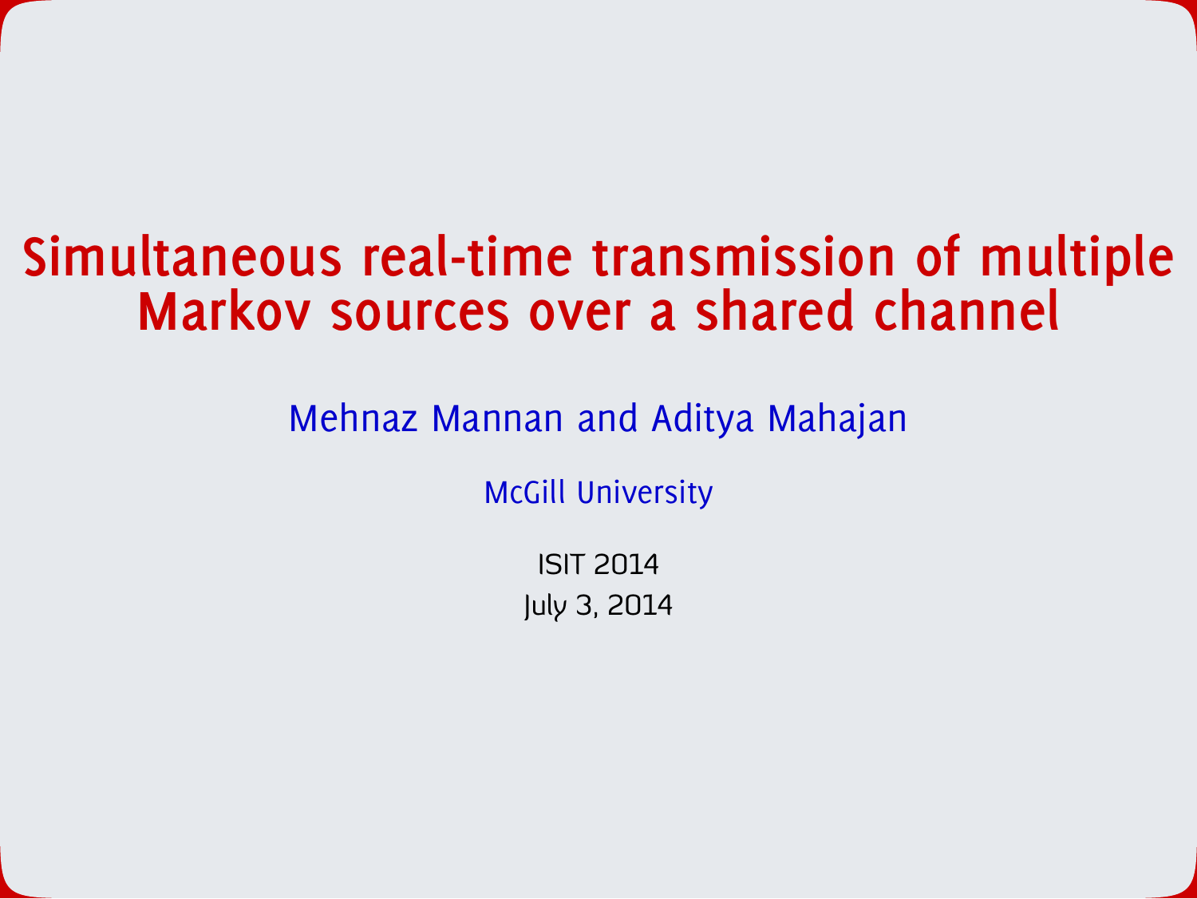# Simultaneous real-time transmission of multiple Markov sources over a shared channel

Mehnaz Mannan and Aditya Mahajan

McGill University

ISIT 2014

July 3, 2014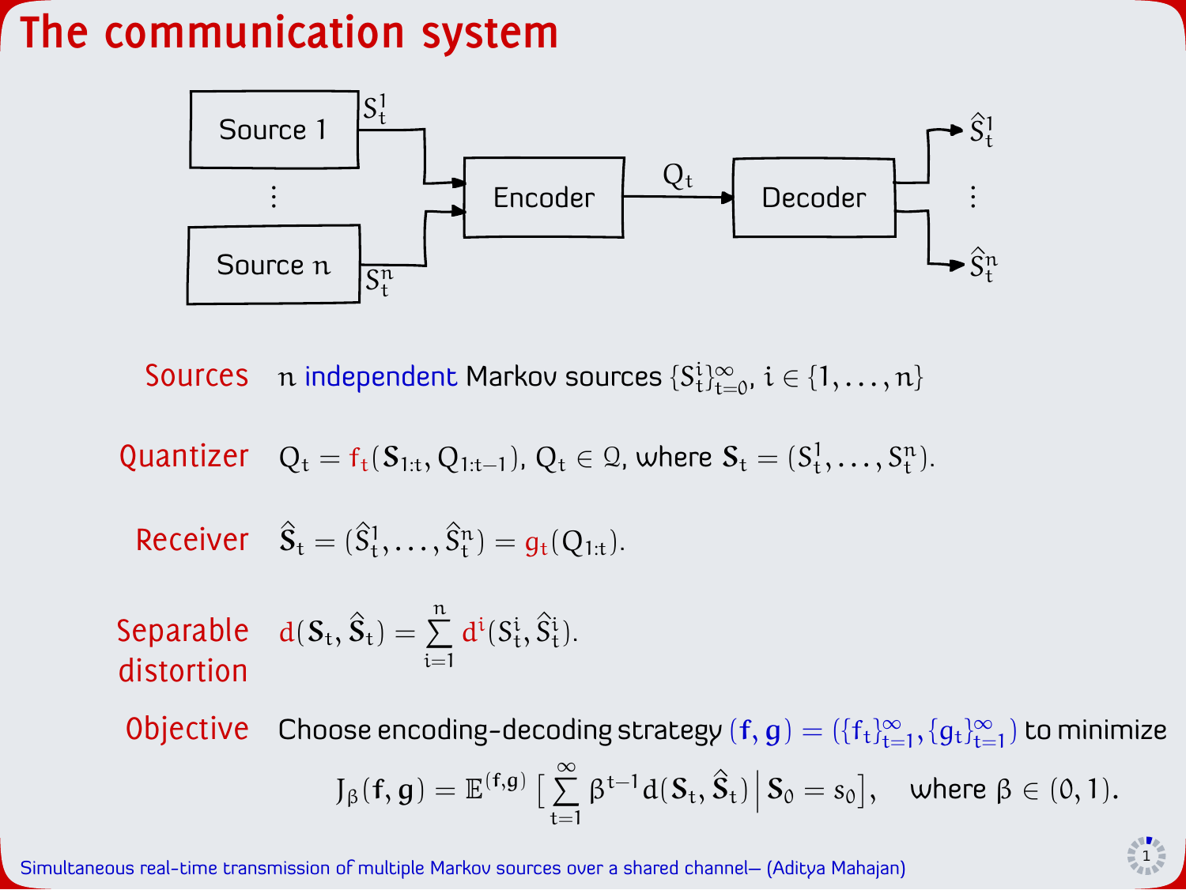# The communication system

Source 1 → $S^1_t$ → Encoder; ⋮ ; Source $n$ → $S^n_t$ → Encoder → $Q_t$ → Decoder → $\hat{S}^1_t$, ⋮, $\hat{S}^n_t$

**Sources** $n$ independent Markov sources $\{S^i_t\}_{t=0}^{\infty}$, $i \in \{1, \dots, n\}$

**Quantizer** $Q_t = f_t(\mathbf{S}_{1:t}, Q_{1:t-1})$, $Q_t \in \mathcal{Q}$, where $\mathbf{S}_t = (S^1_t, \dots, S^n_t)$.

**Receiver** $\hat{\mathbf{S}}_t = (\hat{S}^1_t, \dots, \hat{S}^n_t) = g_t(Q_{1:t})$.

**Separable distortion** $d(\mathbf{S}_t, \hat{\mathbf{S}}_t) = \sum_{i=1}^{n} d^i(S^i_t, \hat{S}^i_t)$.

**Objective** Choose encoding-decoding strategy $(\mathbf{f}, \mathbf{g}) = (\{f_t\}_{t=1}^{\infty}, \{g_t\}_{t=1}^{\infty})$ to minimize

$$J_\beta(\mathbf{f}, \mathbf{g}) = \mathbb{E}^{(\mathbf{f},\mathbf{g})}\Big[\sum_{t=1}^{\infty} \beta^{t-1} d(\mathbf{S}_t, \hat{\mathbf{S}}_t) \,\Big|\, \mathbf{S}_0 = s_0\Big], \quad \text{where } \beta \in (0,1).$$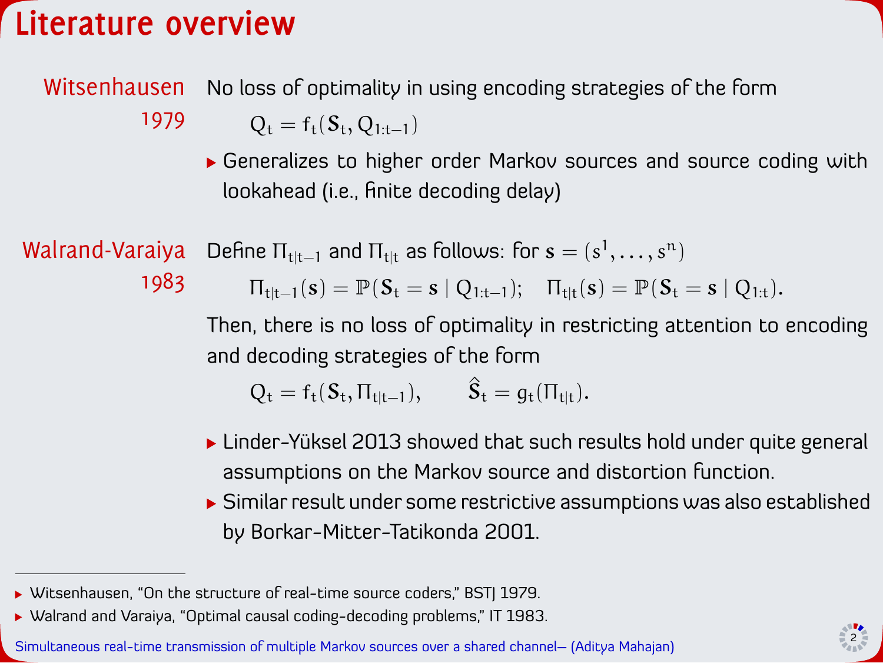# Literature overview

**Witsenhausen 1979**

No loss of optimality in using encoding strategies of the form

$$Q_t = f_t(\mathbf{S}_t, Q_{1:t-1})$$

- Generalizes to higher order Markov sources and source coding with lookahead (i.e., finite decoding delay)

**Walrand-Varaiya 1983**

Define $\Pi_{t|t-1}$ and $\Pi_{t|t}$ as follows: for $\mathbf{s} = (s^1, \dots, s^n)$

$$\Pi_{t|t-1}(\mathbf{s}) = \mathbb{P}(\mathbf{S}_t = \mathbf{s} \mid Q_{1:t-1}); \quad \Pi_{t|t}(\mathbf{s}) = \mathbb{P}(\mathbf{S}_t = \mathbf{s} \mid Q_{1:t}).$$

Then, there is no loss of optimality in restricting attention to encoding and decoding strategies of the form

$$Q_t = f_t(\mathbf{S}_t, \Pi_{t|t-1}), \qquad \hat{\mathbf{S}}_t = g_t(\Pi_{t|t}).$$

- Linder-Yüksel 2013 showed that such results hold under quite general assumptions on the Markov source and distortion function.
- Similar result under some restrictive assumptions was also established by Borkar-Mitter-Tatikonda 2001.

---

- Witsenhausen, "On the structure of real-time source coders," BSTJ 1979.
- Walrand and Varaiya, "Optimal causal coding-decoding problems," IT 1983.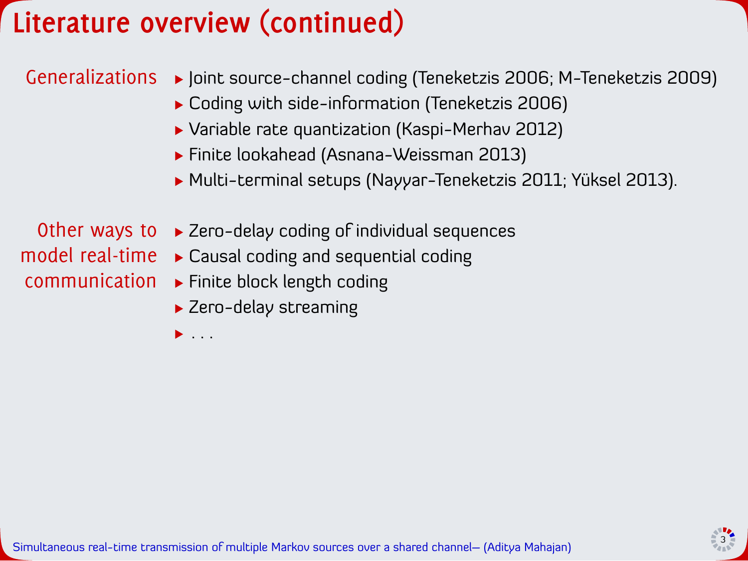# Literature overview (continued)

**Generalizations**

- Joint source-channel coding (Teneketzis 2006; M-Teneketzis 2009)
- Coding with side-information (Teneketzis 2006)
- Variable rate quantization (Kaspi-Merhav 2012)
- Finite lookahead (Asnana-Weissman 2013)
- Multi-terminal setups (Nayyar-Teneketzis 2011; Yüksel 2013).

**Other ways to model real-time communication**

- Zero-delay coding of individual sequences
- Causal coding and sequential coding
- Finite block length coding
- Zero-delay streaming
- ...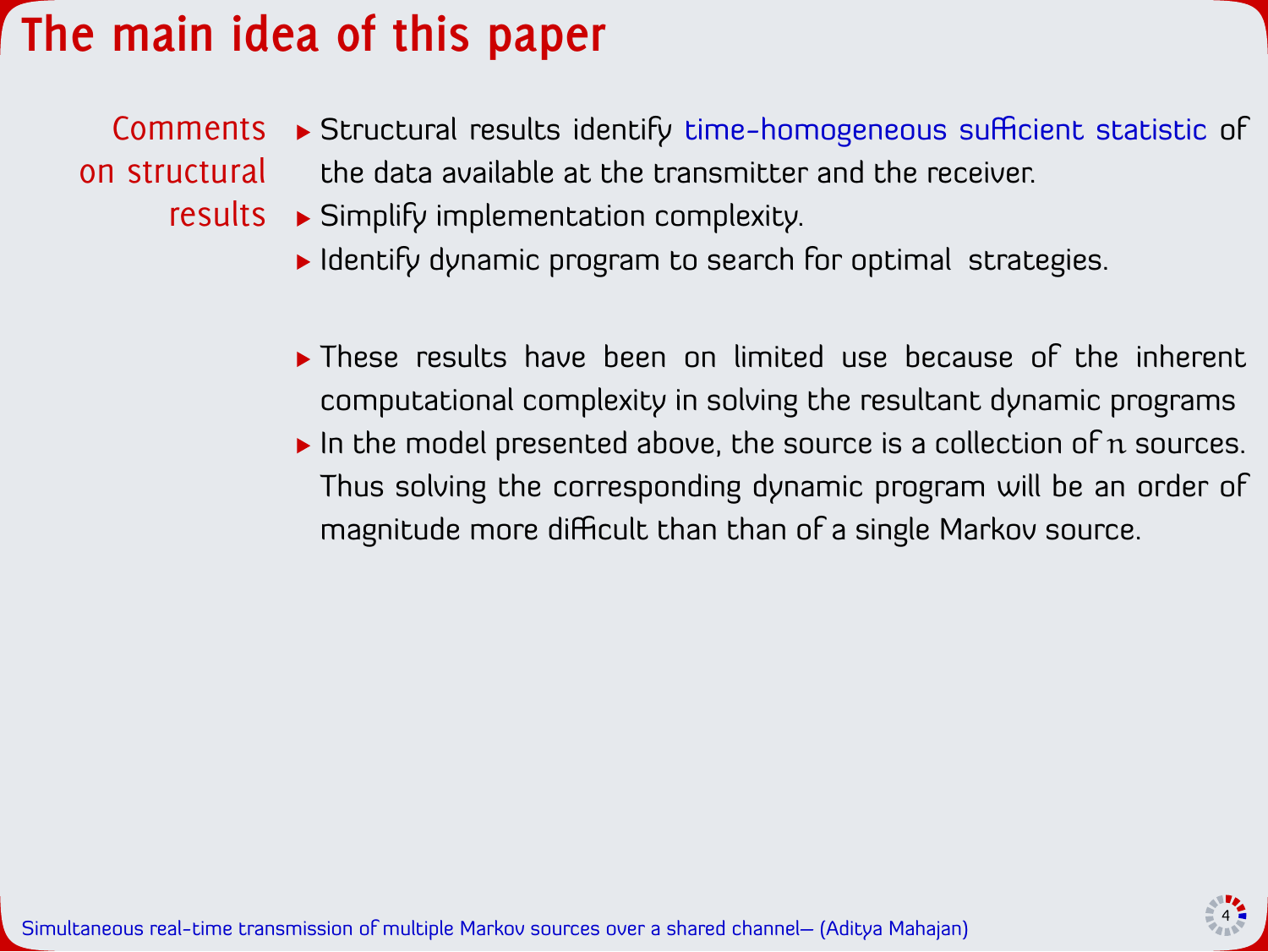# The main idea of this paper

**Comments on structural results**

- Structural results identify time-homogeneous sufficient statistic of the data available at the transmitter and the receiver.
- Simplify implementation complexity.
- Identify dynamic program to search for optimal strategies.

- These results have been on limited use because of the inherent computational complexity in solving the resultant dynamic programs
- In the model presented above, the source is a collection of $n$ sources. Thus solving the corresponding dynamic program will be an order of magnitude more difficult than than of a single Markov source.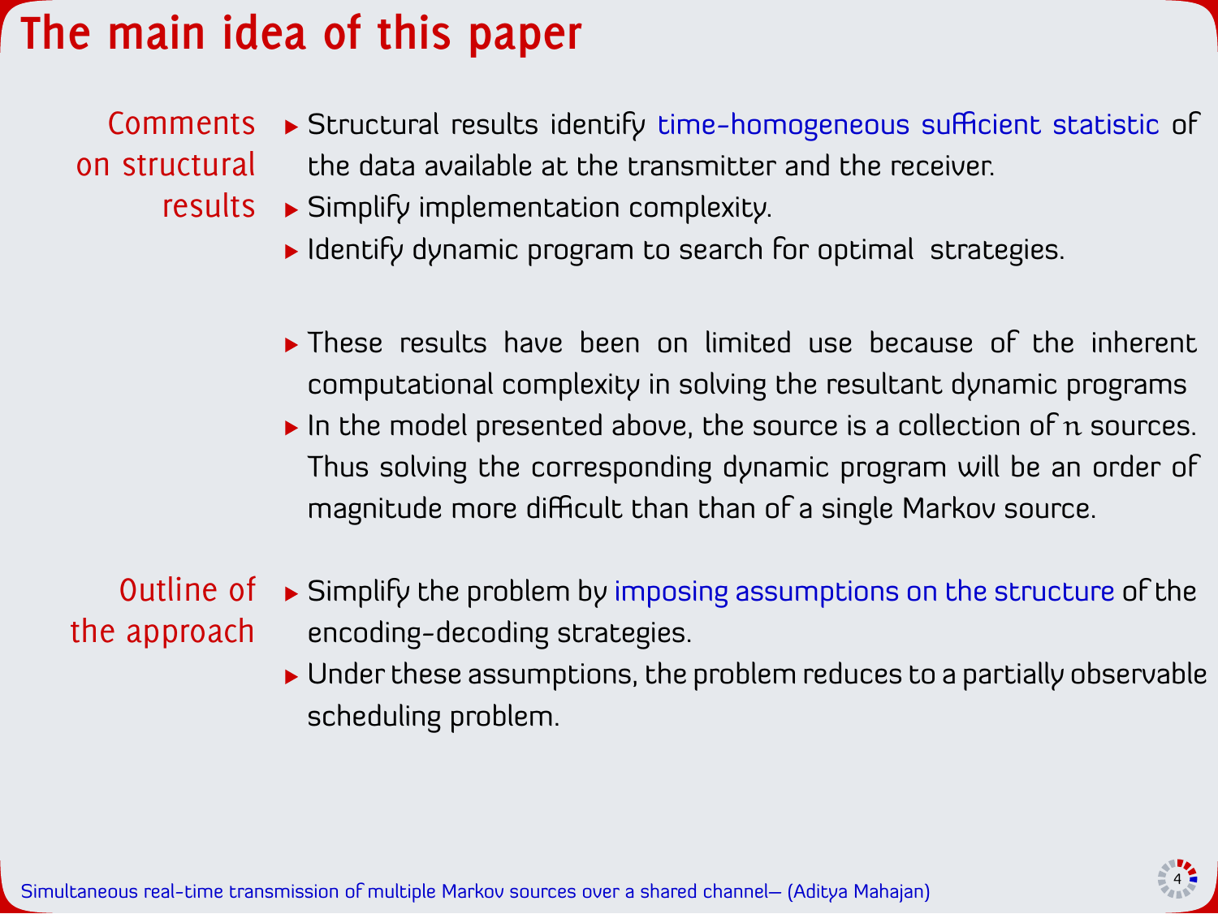# The main idea of this paper

**Comments on structural results**

- Structural results identify time-homogeneous sufficient statistic of the data available at the transmitter and the receiver.
- Simplify implementation complexity.
- Identify dynamic program to search for optimal strategies.

- These results have been on limited use because of the inherent computational complexity in solving the resultant dynamic programs
- In the model presented above, the source is a collection of $n$ sources. Thus solving the corresponding dynamic program will be an order of magnitude more difficult than than of a single Markov source.

**Outline of the approach**

- Simplify the problem by imposing assumptions on the structure of the encoding-decoding strategies.
- Under these assumptions, the problem reduces to a partially observable scheduling problem.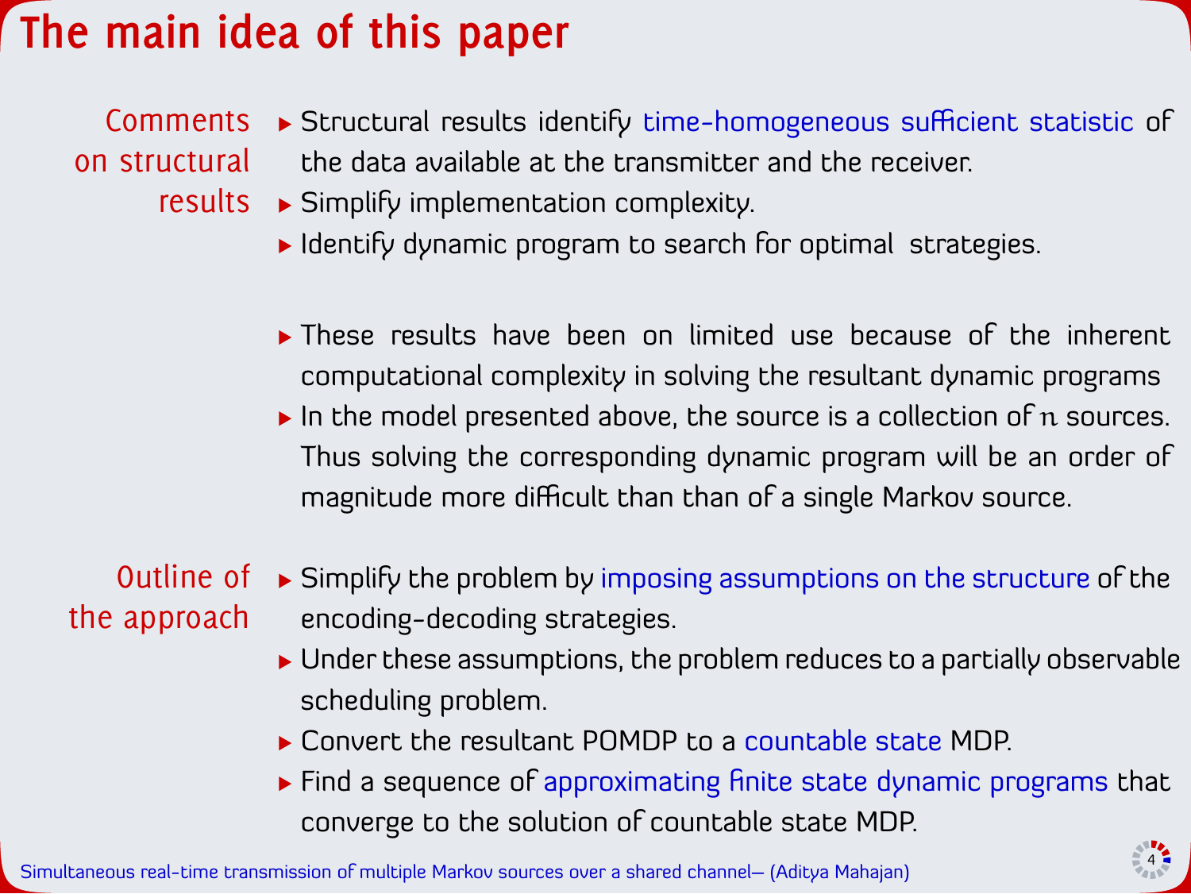# The main idea of this paper

**Comments on structural results**

- Structural results identify time-homogeneous sufficient statistic of the data available at the transmitter and the receiver.
- Simplify implementation complexity.
- Identify dynamic program to search for optimal strategies.

- These results have been on limited use because of the inherent computational complexity in solving the resultant dynamic programs
- In the model presented above, the source is a collection of $n$ sources. Thus solving the corresponding dynamic program will be an order of magnitude more difficult than than of a single Markov source.

**Outline of the approach**

- Simplify the problem by imposing assumptions on the structure of the encoding-decoding strategies.
- Under these assumptions, the problem reduces to a partially observable scheduling problem.
- Convert the resultant POMDP to a countable state MDP.
- Find a sequence of approximating finite state dynamic programs that converge to the solution of countable state MDP.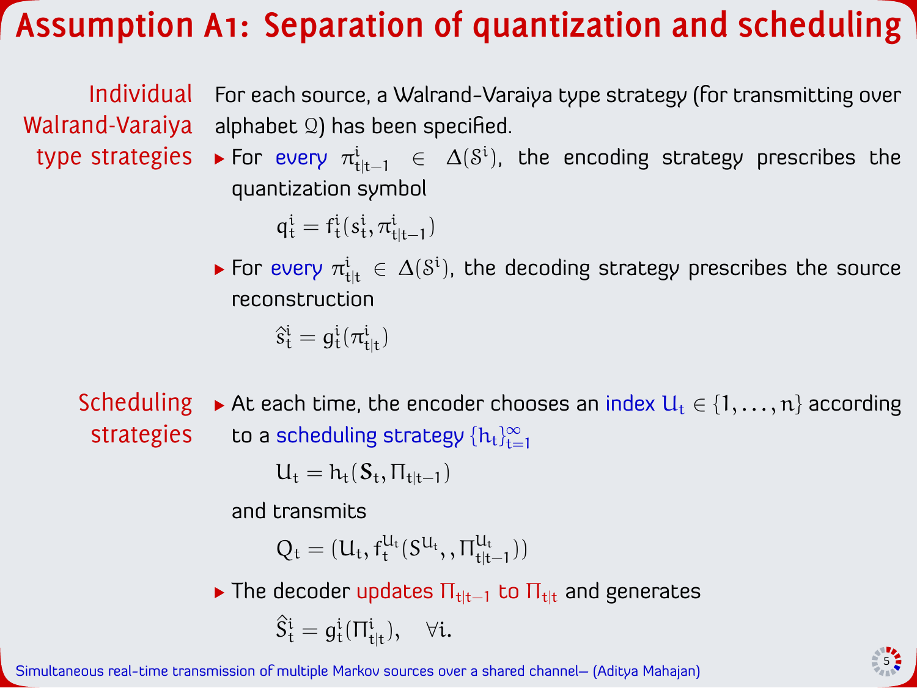# Assumption A1: Separation of quantization and scheduling

**Individual Walrand-Varaiya type strategies**

For each source, a Walrand-Varaiya type strategy (for transmitting over alphabet $\mathcal{Q}$) has been specified.

- For every $\pi^i_{t|t-1} \in \Delta(\mathcal{S}^i)$, the encoding strategy prescribes the quantization symbol

$$q^i_t = f^i_t(s^i_t, \pi^i_{t|t-1})$$

- For every $\pi^i_{t|t} \in \Delta(\mathcal{S}^i)$, the decoding strategy prescribes the source reconstruction

$$\hat{s}^i_t = g^i_t(\pi^i_{t|t})$$

**Scheduling strategies**

- At each time, the encoder chooses an index $U_t \in \{1, \dots, n\}$ according to a scheduling strategy $\{h_t\}_{t=1}^{\infty}$

$$U_t = h_t(\mathbf{S}_t, \Pi_{t|t-1})$$

and transmits

$$Q_t = (U_t, f^{U_t}_t(S^{U_t}, , \Pi^{U_t}_{t|t-1}))$$

- The decoder updates $\Pi_{t|t-1}$ to $\Pi_{t|t}$ and generates

$$\hat{S}^i_t = g^i_t(\Pi^i_{t|t}), \quad \forall i.$$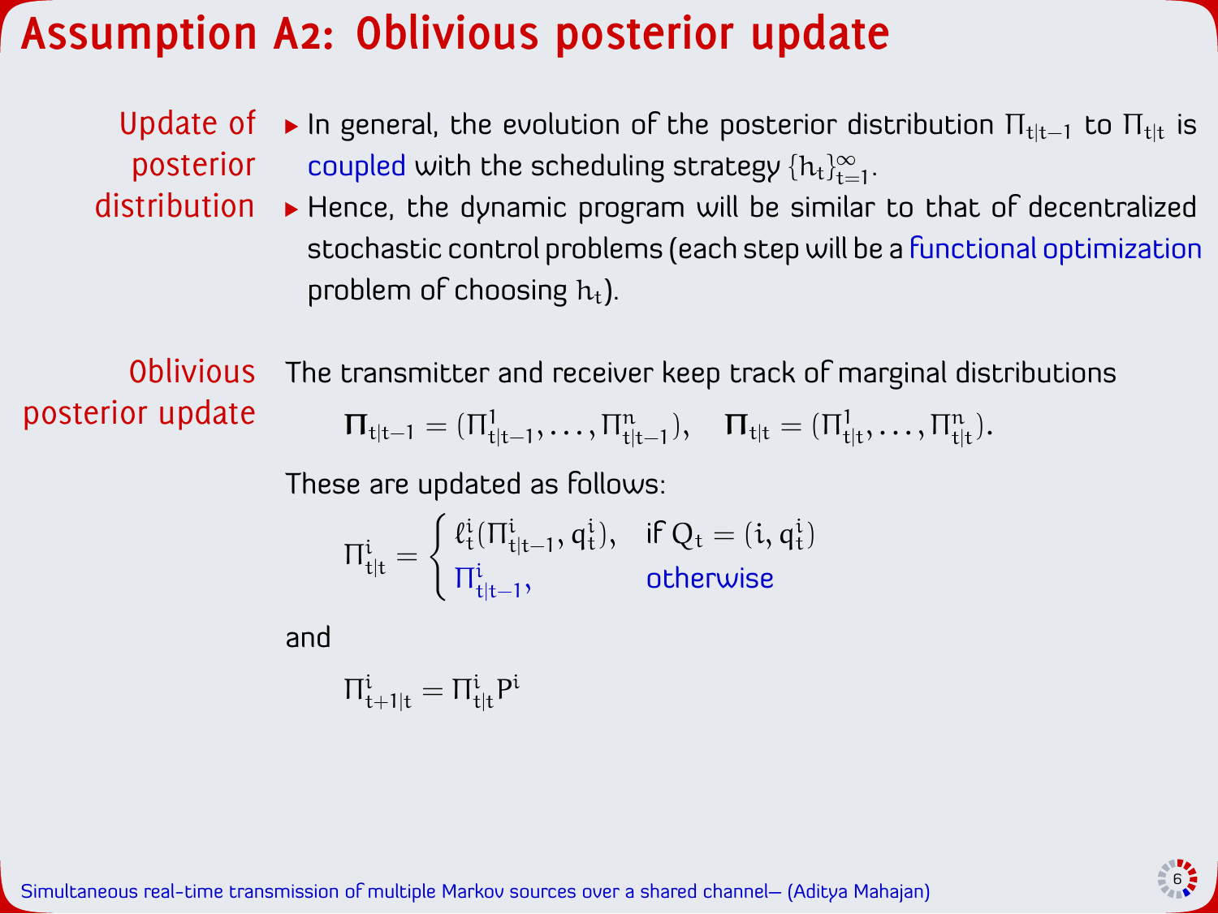# Assumption A2: Oblivious posterior update

**Update of posterior distribution**

- In general, the evolution of the posterior distribution $\Pi_{t|t-1}$ to $\Pi_{t|t}$ is coupled with the scheduling strategy $\{h_t\}_{t=1}^{\infty}$.
- Hence, the dynamic program will be similar to that of decentralized stochastic control problems (each step will be a functional optimization problem of choosing $h_t$).

**Oblivious posterior update**

The transmitter and receiver keep track of marginal distributions

$$\mathbf{\Pi}_{t|t-1} = (\Pi^1_{t|t-1}, \dots, \Pi^n_{t|t-1}), \quad \mathbf{\Pi}_{t|t} = (\Pi^1_{t|t}, \dots, \Pi^n_{t|t}).$$

These are updated as follows:

$$\Pi^i_{t|t} = \begin{cases} \ell^i_t(\Pi^i_{t|t-1}, q^i_t), & \text{if } Q_t = (i, q^i_t) \\ \Pi^i_{t|t-1}, & \text{otherwise} \end{cases}$$

and

$$\Pi^i_{t+1|t} = \Pi^i_{t|t} P^i$$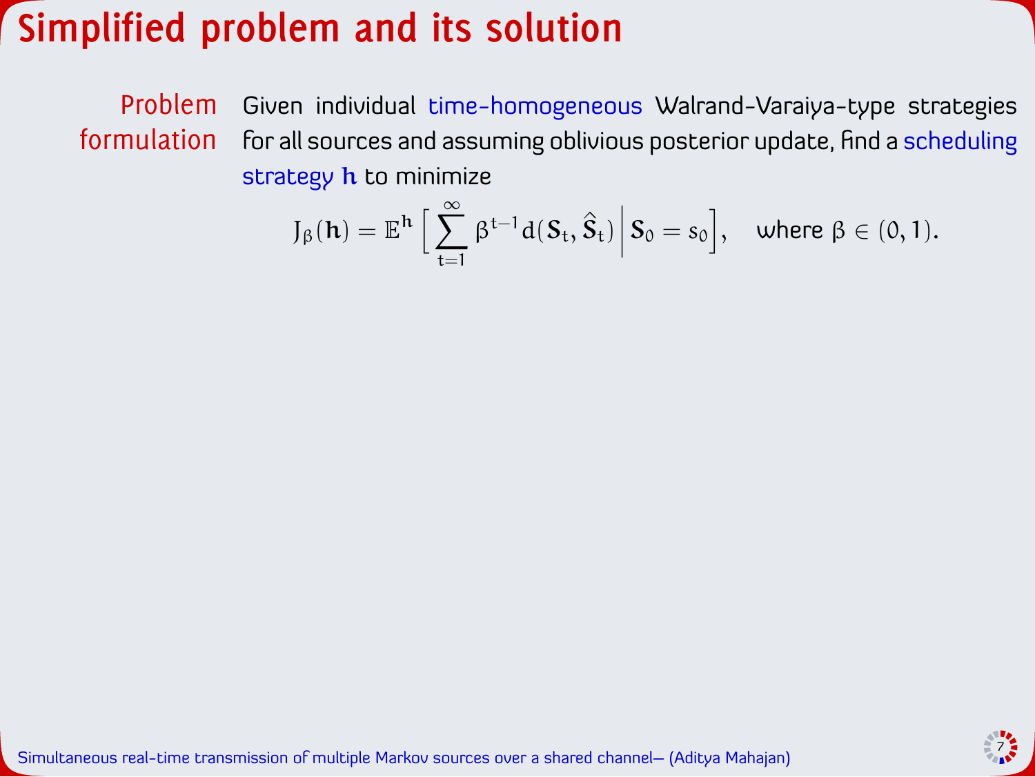# Simplified problem and its solution

**Problem formulation** Given individual time-homogeneous Walrand-Varaiya-type strategies for all sources and assuming oblivious posterior update, find a scheduling strategy $\mathbf{h}$ to minimize

$$J_\beta(\mathbf{h}) = \mathbb{E}^{\mathbf{h}} \Big[ \sum_{t=1}^{\infty} \beta^{t-1} d(\mathbf{S}_t, \hat{\mathbf{S}}_t) \Big| \mathbf{S}_0 = s_0 \Big], \quad \text{where } \beta \in (0, 1).$$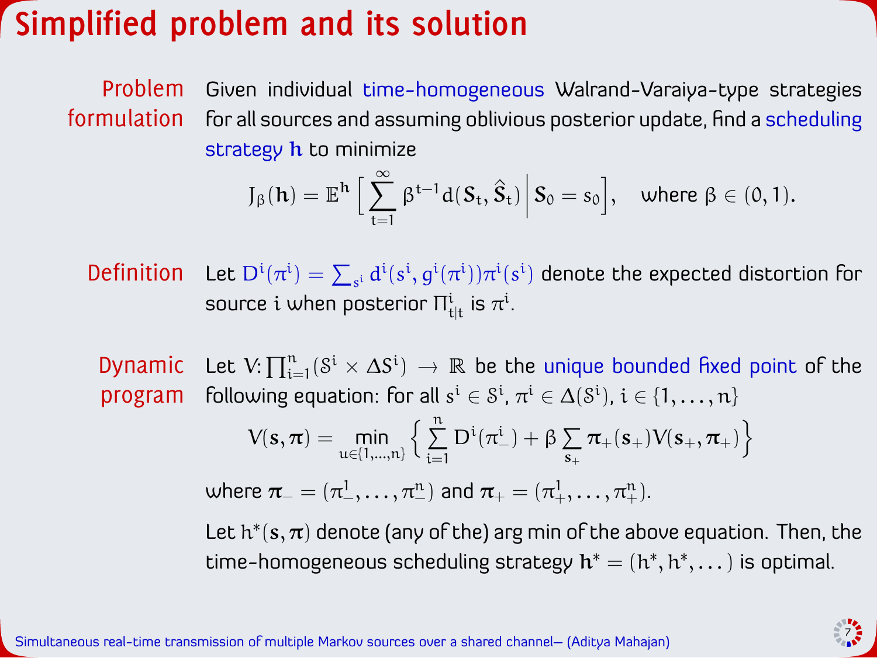# Simplified problem and its solution

**Problem formulation**

Given individual time-homogeneous Walrand-Varaiya-type strategies for all sources and assuming oblivious posterior update, find a scheduling strategy $\mathbf{h}$ to minimize

$$J_\beta(\mathbf{h}) = \mathbb{E}^{\mathbf{h}}\Big[\sum_{t=1}^{\infty} \beta^{t-1} d(\mathbf{S}_t, \hat{\mathbf{S}}_t) \,\Big|\, \mathbf{S}_0 = s_0\Big], \quad \text{where } \beta \in (0,1).$$

**Definition**

Let $D^i(\pi^i) = \sum_{s^i} d^i(s^i, g^i(\pi^i))\pi^i(s^i)$ denote the expected distortion for source $i$ when posterior $\Pi^i_{t|t}$ is $\pi^i$.

**Dynamic program**

Let $V\colon \prod_{i=1}^{n}(\mathcal{S}^i \times \Delta\mathcal{S}^i) \to \mathbb{R}$ be the unique bounded fixed point of the following equation: for all $s^i \in \mathcal{S}^i$, $\pi^i \in \Delta(\mathcal{S}^i)$, $i \in \{1, \dots, n\}$

$$V(\mathbf{s}, \boldsymbol{\pi}) = \min_{u \in \{1,\dots,n\}} \Big\{ \sum_{i=1}^{n} D^i(\pi^i_-) + \beta \sum_{\mathbf{s}_+} \boldsymbol{\pi}_+(\mathbf{s}_+) V(\mathbf{s}_+, \boldsymbol{\pi}_+) \Big\}$$

where $\boldsymbol{\pi}_- = (\pi^1_-, \dots, \pi^n_-)$ and $\boldsymbol{\pi}_+ = (\pi^1_+, \dots, \pi^n_+)$.

Let $h^*(\mathbf{s}, \boldsymbol{\pi})$ denote (any of the) arg min of the above equation. Then, the time-homogeneous scheduling strategy $\mathbf{h}^* = (h^*, h^*, \dots)$ is optimal.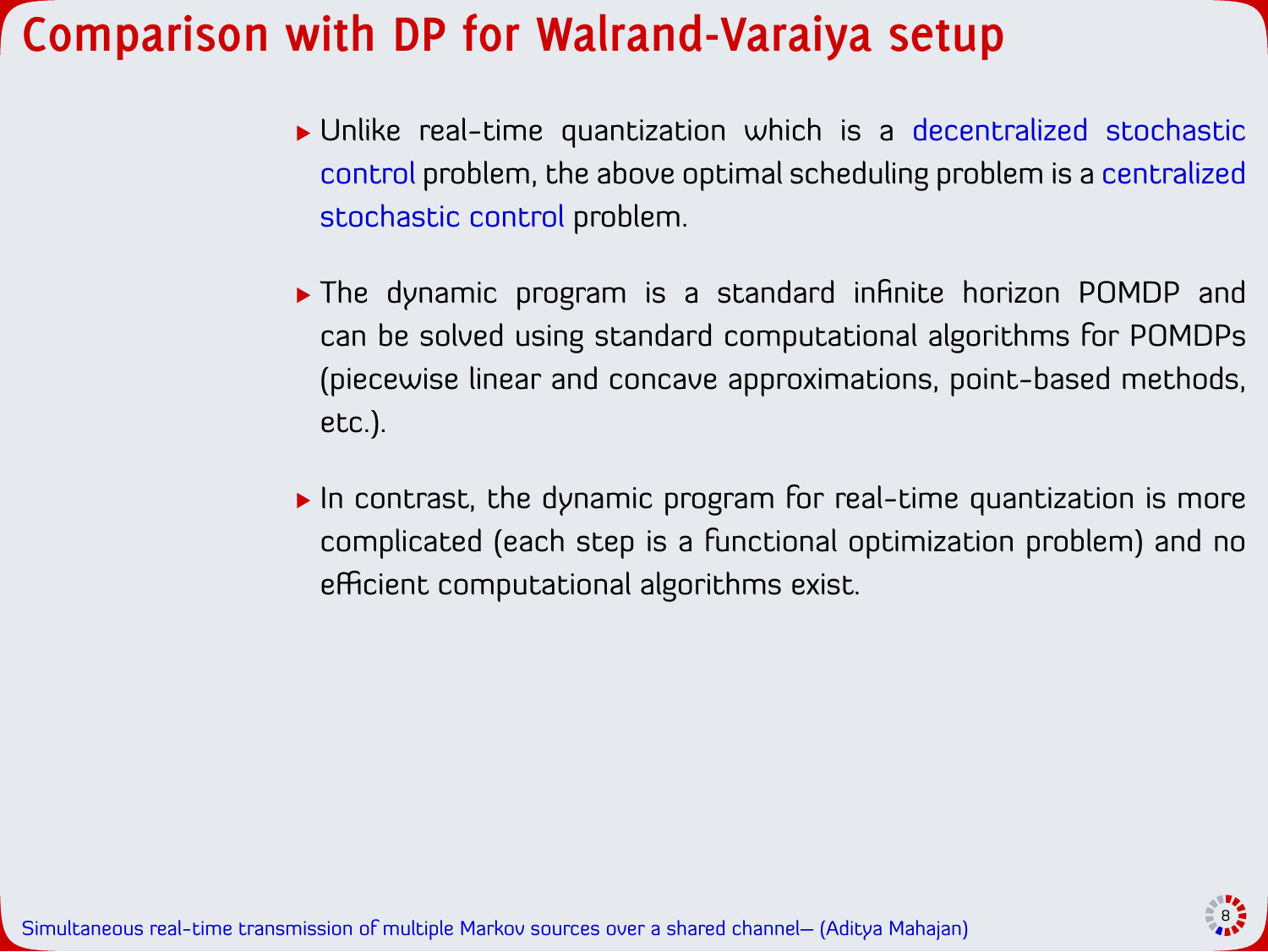# Comparison with DP for Walrand-Varaiya setup

- Unlike real-time quantization which is a decentralized stochastic control problem, the above optimal scheduling problem is a centralized stochastic control problem.
- The dynamic program is a standard infinite horizon POMDP and can be solved using standard computational algorithms for POMDPs (piecewise linear and concave approximations, point-based methods, etc.).
- In contrast, the dynamic program for real-time quantization is more complicated (each step is a functional optimization problem) and no efficient computational algorithms exist.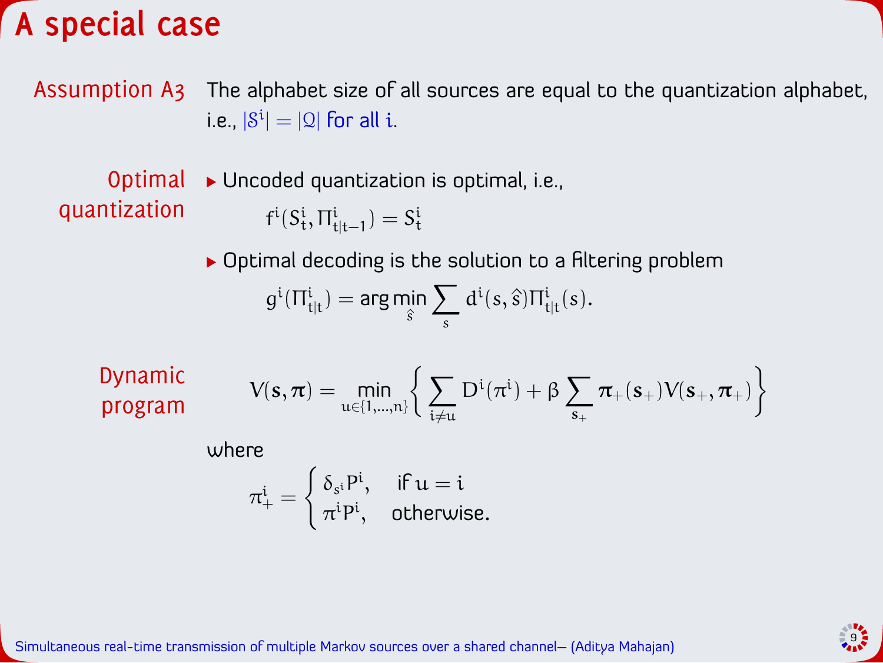# A special case

**Assumption A3** The alphabet size of all sources are equal to the quantization alphabet, i.e., $|\mathcal{S}^i| = |\mathcal{Q}|$ for all $i$.

**Optimal quantization**

- Uncoded quantization is optimal, i.e.,

$$f^i(S^i_t, \Pi^i_{t|t-1}) = S^i_t$$

- Optimal decoding is the solution to a filtering problem

$$g^i(\Pi^i_{t|t}) = \arg\min_{\hat{s}} \sum_{s} d^i(s, \hat{s}) \Pi^i_{t|t}(s).$$

**Dynamic program**

$$V(\mathbf{s}, \boldsymbol{\pi}) = \min_{u \in \{1,\dots,n\}} \Big\{ \sum_{i \neq u} D^i(\pi^i) + \beta \sum_{\mathbf{s}_+} \boldsymbol{\pi}_+(\mathbf{s}_+) V(\mathbf{s}_+, \boldsymbol{\pi}_+) \Big\}$$

where

$$\pi^i_+ = \begin{cases} \delta_{s^i} P^i, & \text{if } u = i \\ \pi^i P^i, & \text{otherwise.} \end{cases}$$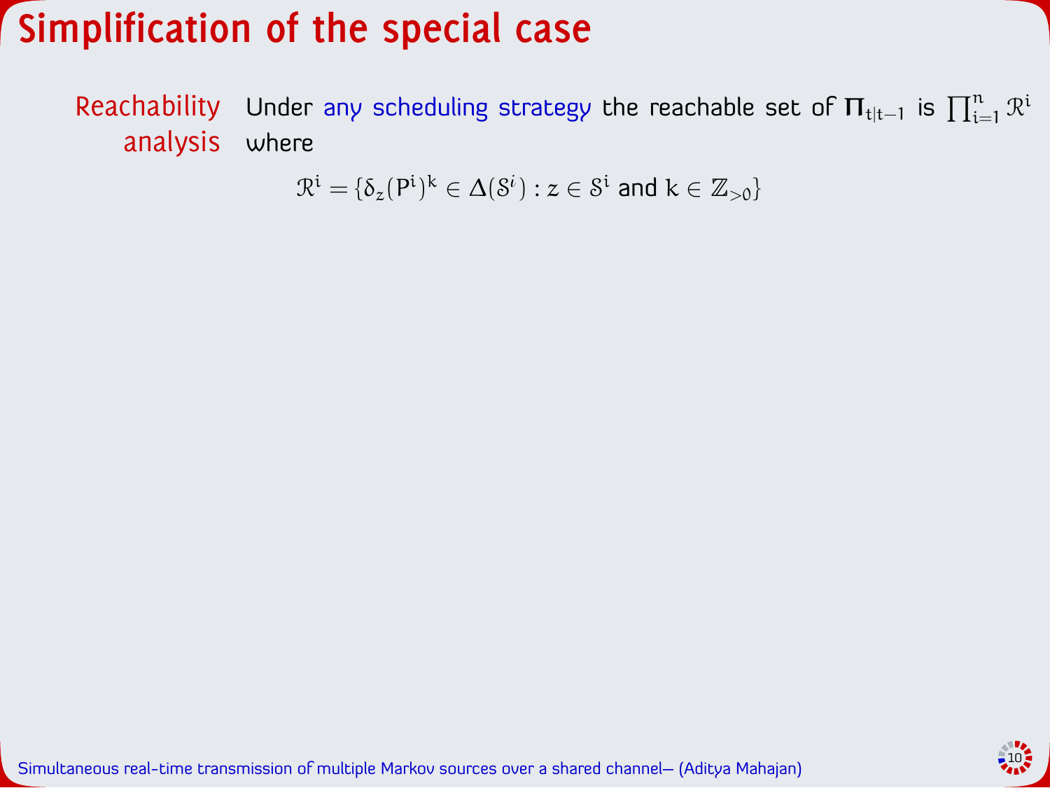# Simplification of the special case

**Reachability analysis**

Under any scheduling strategy the reachable set of $\Pi_{t|t-1}$ is $\prod_{i=1}^{n} \mathcal{R}^i$ where

$$\mathcal{R}^i = \{\delta_z (P^i)^k \in \Delta(\mathcal{S}^i) : z \in \mathcal{S}^i \text{ and } k \in \mathbb{Z}_{>0}\}$$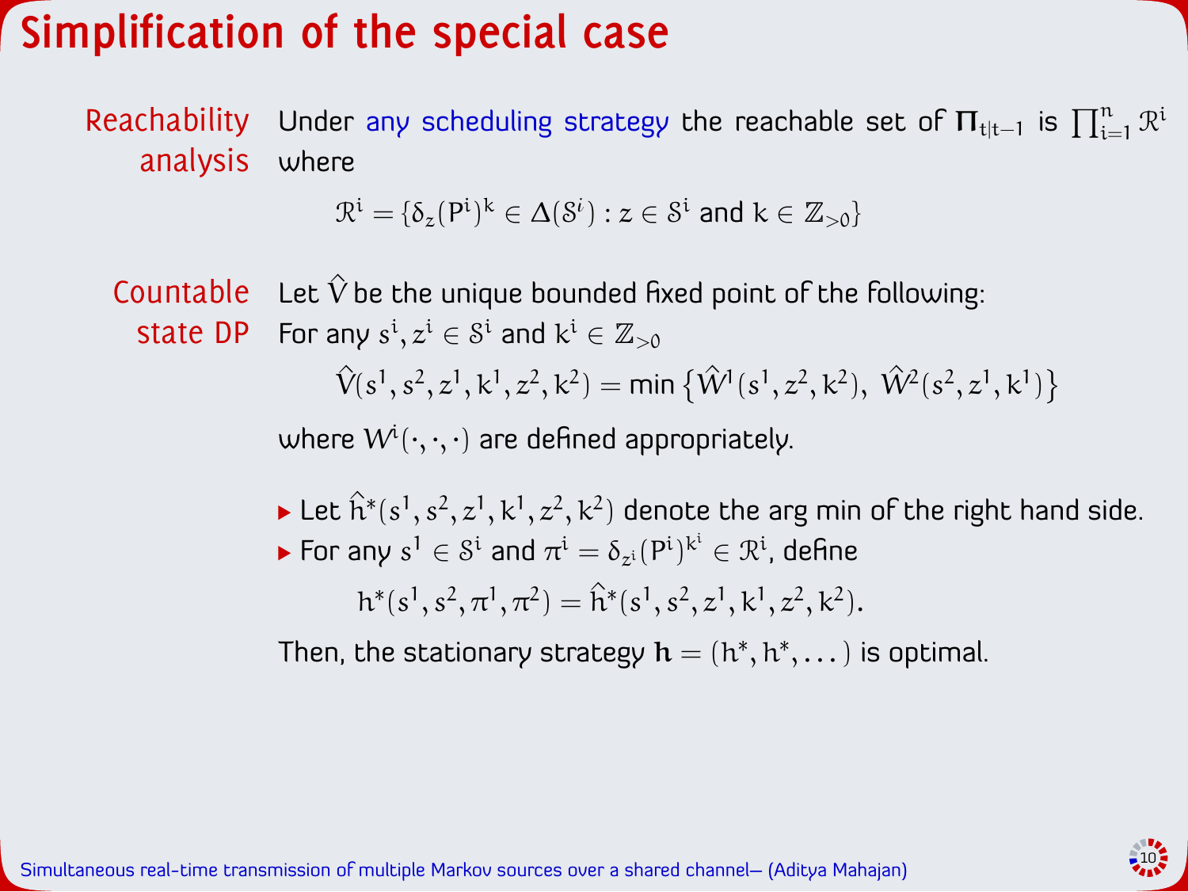# Simplification of the special case

**Reachability analysis**

Under any scheduling strategy the reachable set of $\Pi_{t|t-1}$ is $\prod_{i=1}^{n} \mathcal{R}^i$ where

$$\mathcal{R}^i = \{\delta_z (P^i)^k \in \Delta(\mathcal{S}^i) : z \in \mathcal{S}^i \text{ and } k \in \mathbb{Z}_{>0}\}$$

**Countable state DP**

Let $\hat{V}$ be the unique bounded fixed point of the following:

For any $s^i, z^i \in \mathcal{S}^i$ and $k^i \in \mathbb{Z}_{>0}$

$$\hat{V}(s^1, s^2, z^1, k^1, z^2, k^2) = \min\left\{\hat{W}^1(s^1, z^2, k^2),\ \hat{W}^2(s^2, z^1, k^1)\right\}$$

where $W^i(\cdot,\cdot,\cdot)$ are defined appropriately.

- Let $\hat{h}^*(s^1, s^2, z^1, k^1, z^2, k^2)$ denote the arg min of the right hand side.
- For any $s^1 \in \mathcal{S}^i$ and $\pi^i = \delta_{z^i}(P^i)^{k^i} \in \mathcal{R}^i$, define

$$h^*(s^1, s^2, \pi^1, \pi^2) = \hat{h}^*(s^1, s^2, z^1, k^1, z^2, k^2).$$

Then, the stationary strategy $\mathbf{h} = (h^*, h^*, \dots)$ is optimal.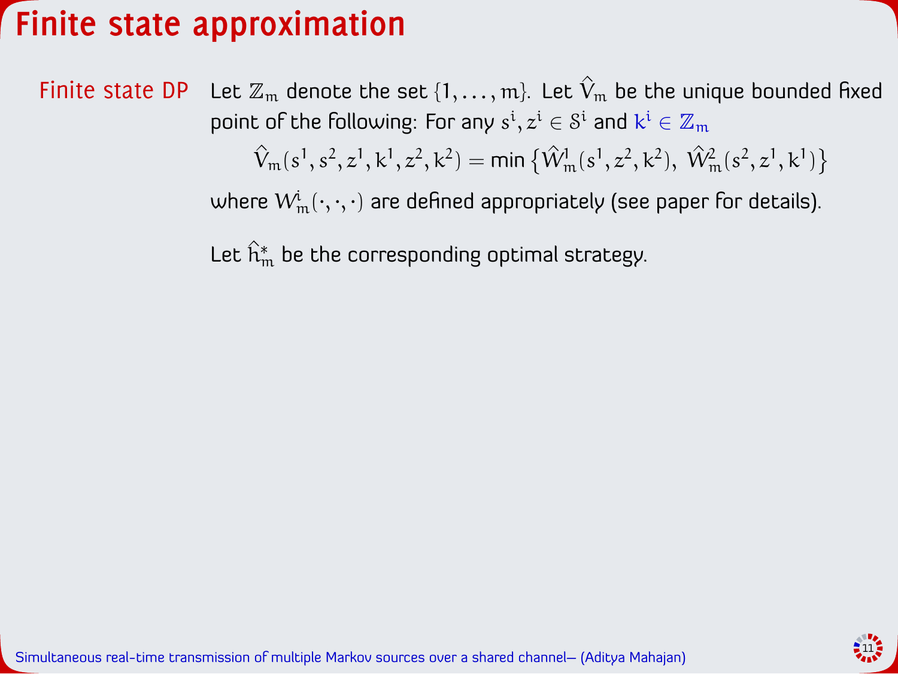# Finite state approximation

**Finite state DP** Let $\mathbb{Z}_m$ denote the set $\{1, \ldots, m\}$. Let $\hat{V}_m$ be the unique bounded fixed point of the following: For any $s^i, z^i \in \mathcal{S}^i$ and $k^i \in \mathbb{Z}_m$

$$\hat{V}_m(s^1, s^2, z^1, k^1, z^2, k^2) = \min\left\{\hat{W}_m^1(s^1, z^2, k^2),\ \hat{W}_m^2(s^2, z^1, k^1)\right\}$$

where $W_m^i(\cdot, \cdot, \cdot)$ are defined appropriately (see paper for details).

Let $\hat{h}_m^*$ be the corresponding optimal strategy.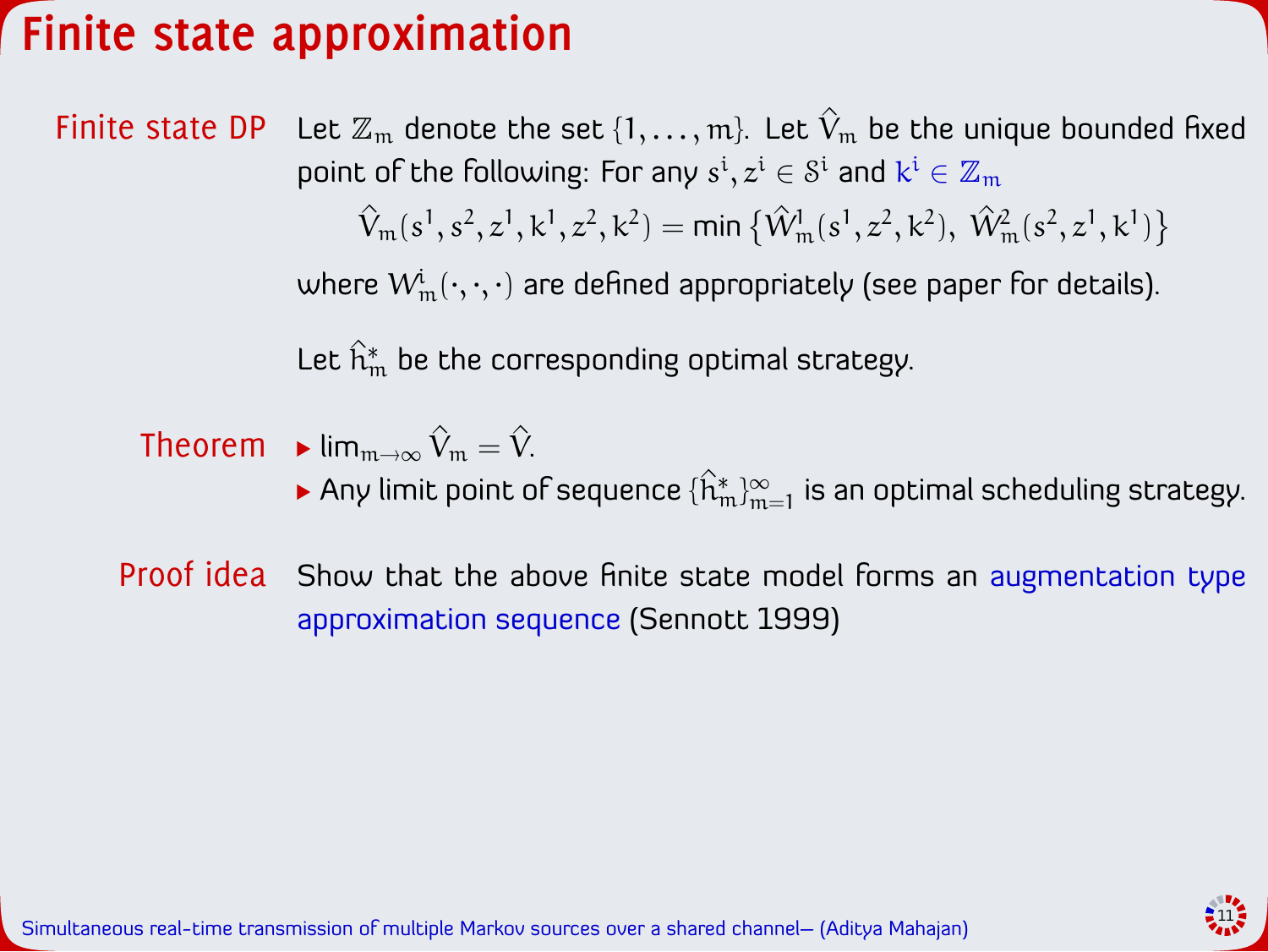# Finite state approximation

**Finite state DP** Let $\mathbb{Z}_m$ denote the set $\{1, \dots, m\}$. Let $\hat{V}_m$ be the unique bounded fixed point of the following: For any $s^i, z^i \in \mathcal{S}^i$ and $k^i \in \mathbb{Z}_m$

$$\hat{V}_m(s^1, s^2, z^1, k^1, z^2, k^2) = \min\left\{\hat{W}_m^1(s^1, z^2, k^2),\ \hat{W}_m^2(s^2, z^1, k^1)\right\}$$

where $W_m^i(\cdot, \cdot, \cdot)$ are defined appropriately (see paper for details).

Let $\hat{h}_m^*$ be the corresponding optimal strategy.

**Theorem**

- $\lim_{m \to \infty} \hat{V}_m = \hat{V}$.
- Any limit point of sequence $\{\hat{h}_m^*\}_{m=1}^{\infty}$ is an optimal scheduling strategy.

**Proof idea** Show that the above finite state model forms an augmentation type approximation sequence (Sennott 1999)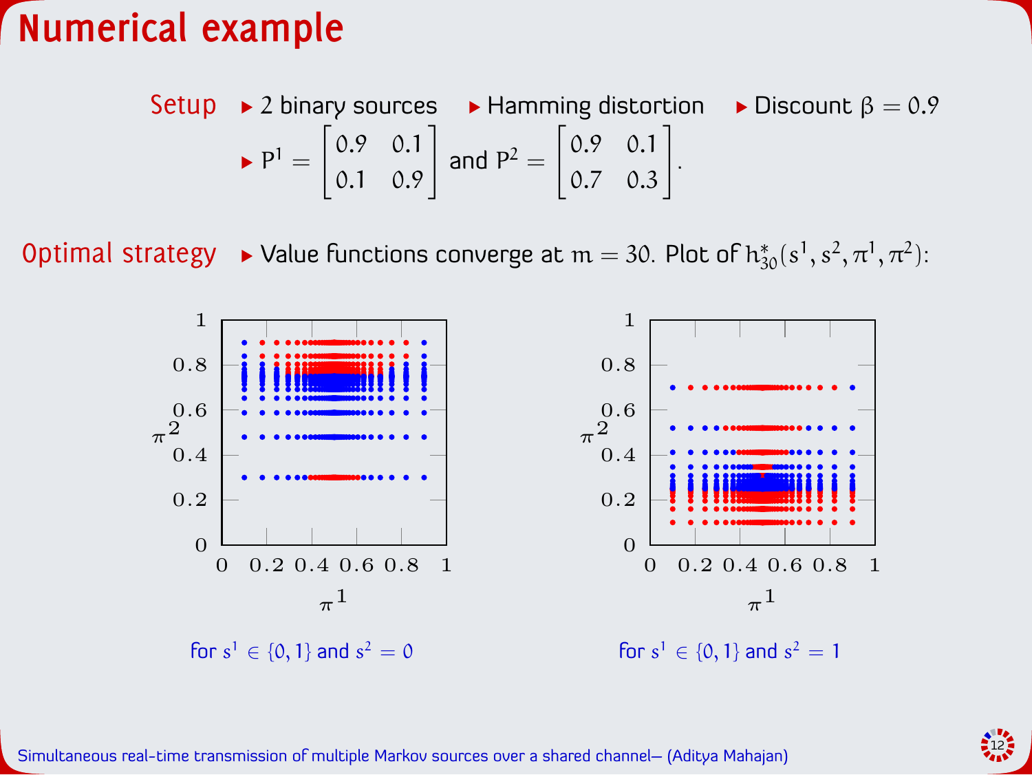# Numerical example

**Setup**

- 2 binary sources
- Hamming distortion
- Discount $\beta = 0.9$
- $P^1 = \begin{bmatrix} 0.9 & 0.1 \\ 0.1 & 0.9 \end{bmatrix}$ and $P^2 = \begin{bmatrix} 0.9 & 0.1 \\ 0.7 & 0.3 \end{bmatrix}$.

**Optimal strategy**

- Value functions converge at $m = 30$. Plot of $h^*_{30}(s^1, s^2, \pi^1, \pi^2)$:

for $s^1 \in \{0, 1\}$ and $s^2 = 0$

for $s^1 \in \{0, 1\}$ and $s^2 = 1$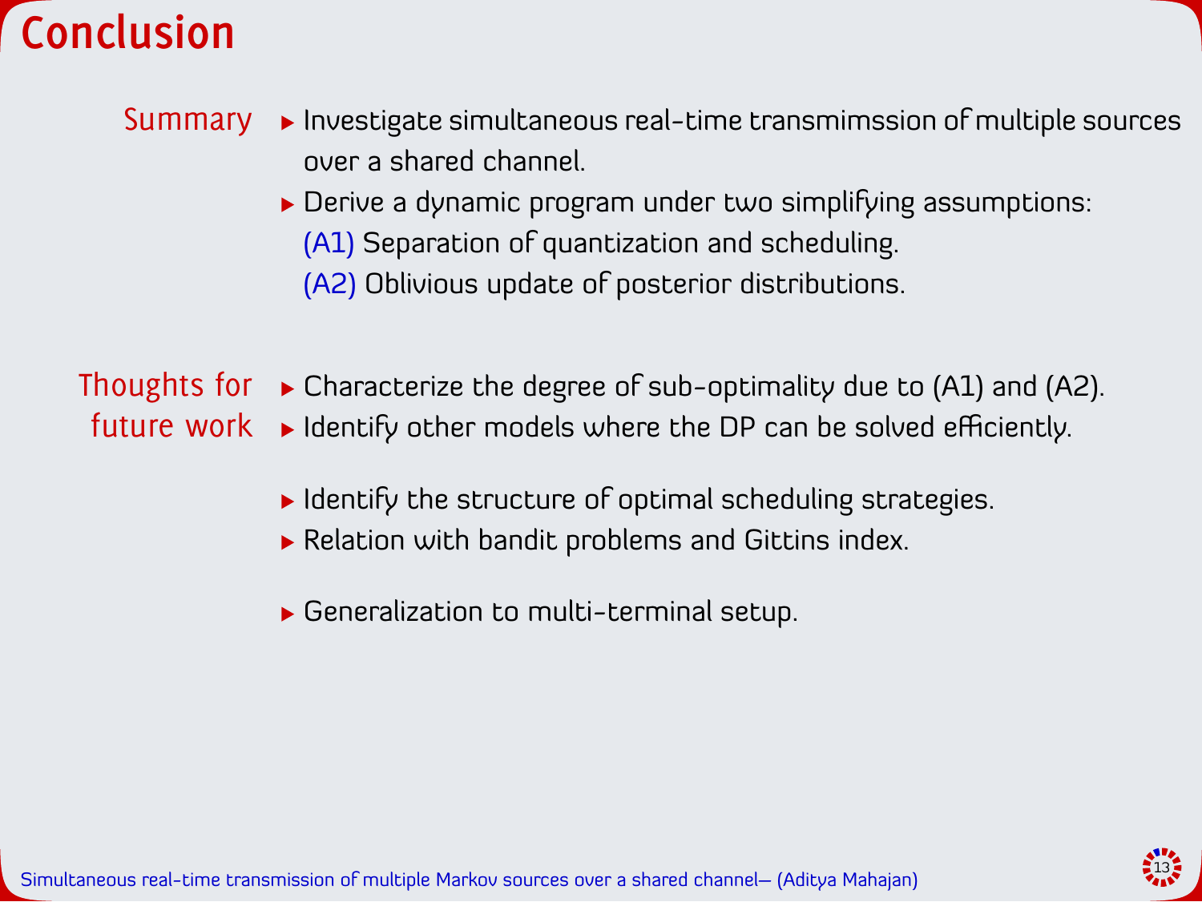# Conclusion

**Summary**

- Investigate simultaneous real-time transmimssion of multiple sources over a shared channel.
- Derive a dynamic program under two simplifying assumptions:
  (A1) Separation of quantization and scheduling.
  (A2) Oblivious update of posterior distributions.

**Thoughts for future work**

- Characterize the degree of sub-optimality due to (A1) and (A2).
- Identify other models where the DP can be solved efficiently.
- Identify the structure of optimal scheduling strategies.
- Relation with bandit problems and Gittins index.
- Generalization to multi-terminal setup.